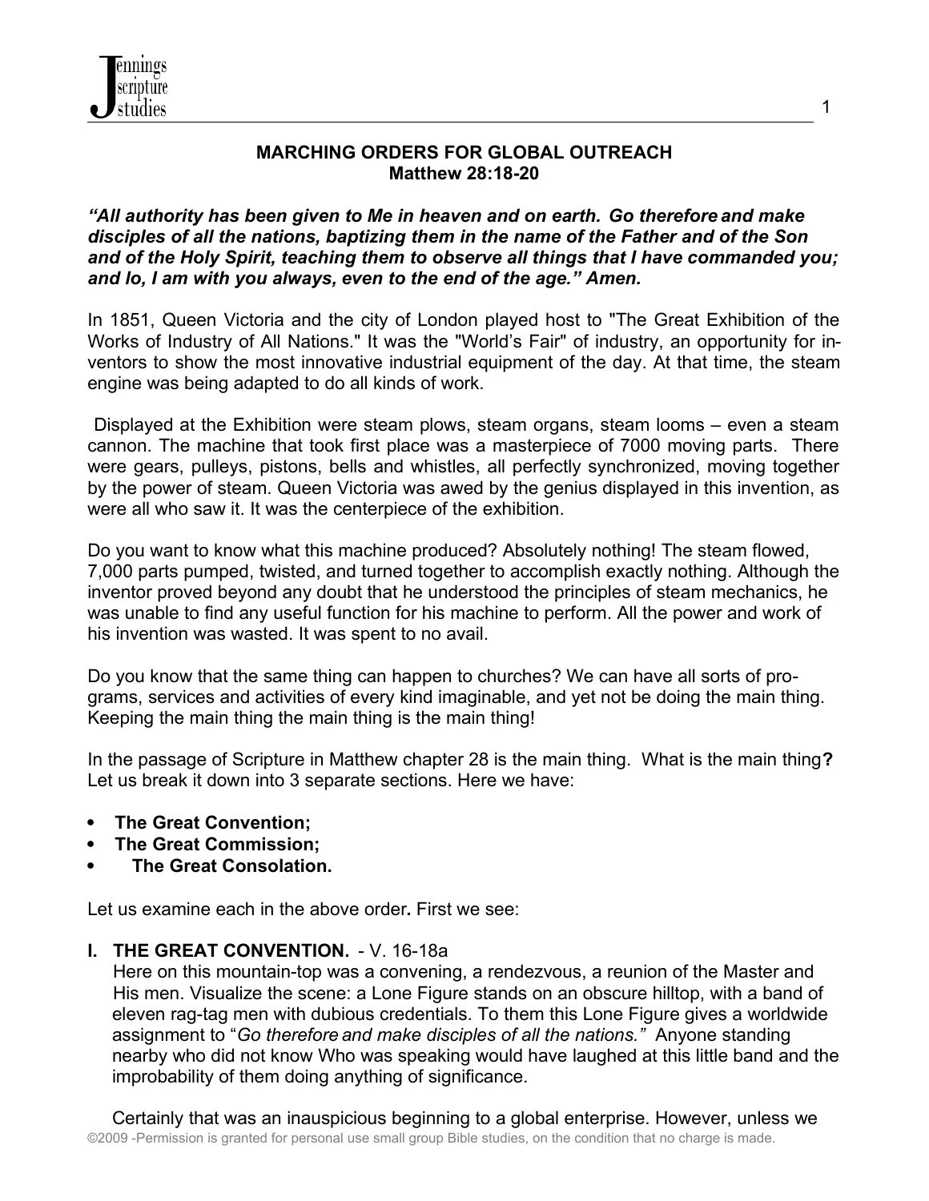# MARCHING ORDERS FOR GLOBAL OUTREACH
## Matthew 28:18-20

***"All authority has been given to Me in heaven and on earth. Go therefore and make disciples of all the nations, baptizing them in the name of the Father and of the Son and of the Holy Spirit, teaching them to observe all things that I have commanded you; and lo, I am with you always, even to the end of the age." Amen.***

In 1851, Queen Victoria and the city of London played host to "The Great Exhibition of the Works of Industry of All Nations." It was the "World's Fair" of industry, an opportunity for inventors to show the most innovative industrial equipment of the day. At that time, the steam engine was being adapted to do all kinds of work.

Displayed at the Exhibition were steam plows, steam organs, steam looms – even a steam cannon. The machine that took first place was a masterpiece of 7000 moving parts. There were gears, pulleys, pistons, bells and whistles, all perfectly synchronized, moving together by the power of steam. Queen Victoria was awed by the genius displayed in this invention, as were all who saw it. It was the centerpiece of the exhibition.

Do you want to know what this machine produced? Absolutely nothing! The steam flowed, 7,000 parts pumped, twisted, and turned together to accomplish exactly nothing. Although the inventor proved beyond any doubt that he understood the principles of steam mechanics, he was unable to find any useful function for his machine to perform. All the power and work of his invention was wasted. It was spent to no avail.

Do you know that the same thing can happen to churches? We can have all sorts of programs, services and activities of every kind imaginable, and yet not be doing the main thing. Keeping the main thing the main thing is the main thing!

In the passage of Scripture in Matthew chapter 28 is the main thing. What is the main thing**?** Let us break it down into 3 separate sections. Here we have:

- **The Great Convention;**
- **The Great Commission;**
- **The Great Consolation.**

Let us examine each in the above order**.** First we see:

**I. THE GREAT CONVENTION.** - V. 16-18a

Here on this mountain-top was a convening, a rendezvous, a reunion of the Master and His men. Visualize the scene: a Lone Figure stands on an obscure hilltop, with a band of eleven rag-tag men with dubious credentials. To them this Lone Figure gives a worldwide assignment to "*Go therefore and make disciples of all the nations."* Anyone standing nearby who did not know Who was speaking would have laughed at this little band and the improbability of them doing anything of significance.

Certainly that was an inauspicious beginning to a global enterprise. However, unless we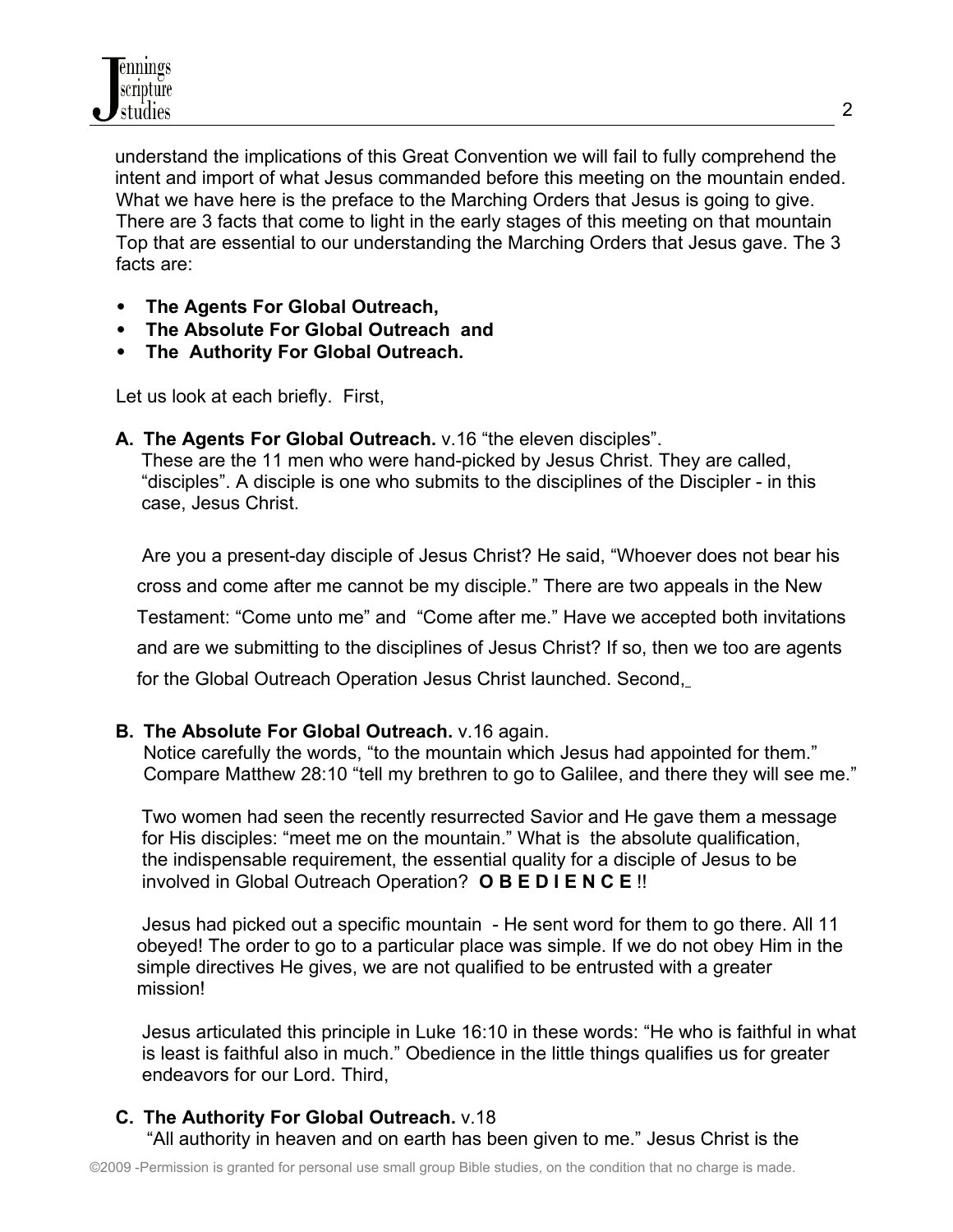understand the implications of this Great Convention we will fail to fully comprehend the intent and import of what Jesus commanded before this meeting on the mountain ended. What we have here is the preface to the Marching Orders that Jesus is going to give. There are 3 facts that come to light in the early stages of this meeting on that mountain Top that are essential to our understanding the Marching Orders that Jesus gave. The 3 facts are:

- **The Agents For Global Outreach,**
- **The Absolute For Global Outreach and**
- **The Authority For Global Outreach.**

Let us look at each briefly. First,

**A. The Agents For Global Outreach.** v.16 "the eleven disciples".

These are the 11 men who were hand-picked by Jesus Christ. They are called, "disciples". A disciple is one who submits to the disciplines of the Discipler - in this case, Jesus Christ.

Are you a present-day disciple of Jesus Christ? He said, "Whoever does not bear his cross and come after me cannot be my disciple." There are two appeals in the New Testament: "Come unto me" and "Come after me." Have we accepted both invitations and are we submitting to the disciplines of Jesus Christ? If so, then we too are agents for the Global Outreach Operation Jesus Christ launched. Second,

**B. The Absolute For Global Outreach.** v.16 again.

Notice carefully the words, "to the mountain which Jesus had appointed for them." Compare Matthew 28:10 "tell my brethren to go to Galilee, and there they will see me."

Two women had seen the recently resurrected Savior and He gave them a message for His disciples: "meet me on the mountain." What is the absolute qualification, the indispensable requirement, the essential quality for a disciple of Jesus to be involved in Global Outreach Operation? **O B E D I E N C E** !!

Jesus had picked out a specific mountain - He sent word for them to go there. All 11 obeyed! The order to go to a particular place was simple. If we do not obey Him in the simple directives He gives, we are not qualified to be entrusted with a greater mission!

Jesus articulated this principle in Luke 16:10 in these words: "He who is faithful in what is least is faithful also in much." Obedience in the little things qualifies us for greater endeavors for our Lord. Third,

**C. The Authority For Global Outreach.** v.18

"All authority in heaven and on earth has been given to me." Jesus Christ is the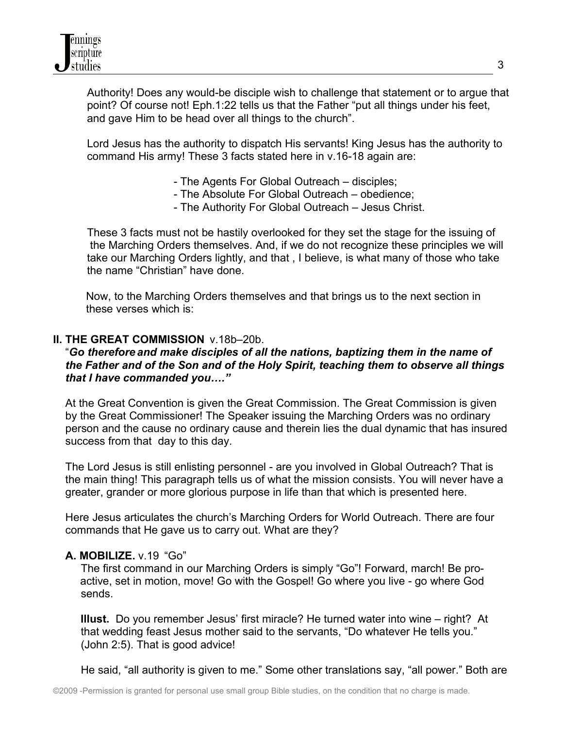Authority! Does any would-be disciple wish to challenge that statement or to argue that point? Of course not! Eph.1:22 tells us that the Father "put all things under his feet, and gave Him to be head over all things to the church".

Lord Jesus has the authority to dispatch His servants! King Jesus has the authority to command His army! These 3 facts stated here in v.16-18 again are:

- The Agents For Global Outreach – disciples;
- The Absolute For Global Outreach – obedience;
- The Authority For Global Outreach – Jesus Christ.

These 3 facts must not be hastily overlooked for they set the stage for the issuing of the Marching Orders themselves. And, if we do not recognize these principles we will take our Marching Orders lightly, and that , I believe, is what many of those who take the name "Christian" have done.

Now, to the Marching Orders themselves and that brings us to the next section in these verses which is:

## II. THE GREAT COMMISSION v.18b–20b.

"***Go therefore and make disciples of all the nations, baptizing them in the name of the Father and of the Son and of the Holy Spirit, teaching them to observe all things that I have commanded you…."***

At the Great Convention is given the Great Commission. The Great Commission is given by the Great Commissioner! The Speaker issuing the Marching Orders was no ordinary person and the cause no ordinary cause and therein lies the dual dynamic that has insured success from that day to this day.

The Lord Jesus is still enlisting personnel - are you involved in Global Outreach? That is the main thing! This paragraph tells us of what the mission consists. You will never have a greater, grander or more glorious purpose in life than that which is presented here.

Here Jesus articulates the church's Marching Orders for World Outreach. There are four commands that He gave us to carry out. What are they?

### A. MOBILIZE. v.19 "Go"

The first command in our Marching Orders is simply "Go"! Forward, march! Be pro-active, set in motion, move! Go with the Gospel! Go where you live - go where God sends.

**Illust.** Do you remember Jesus' first miracle? He turned water into wine – right? At that wedding feast Jesus mother said to the servants, "Do whatever He tells you." (John 2:5). That is good advice!

He said, "all authority is given to me." Some other translations say, "all power." Both are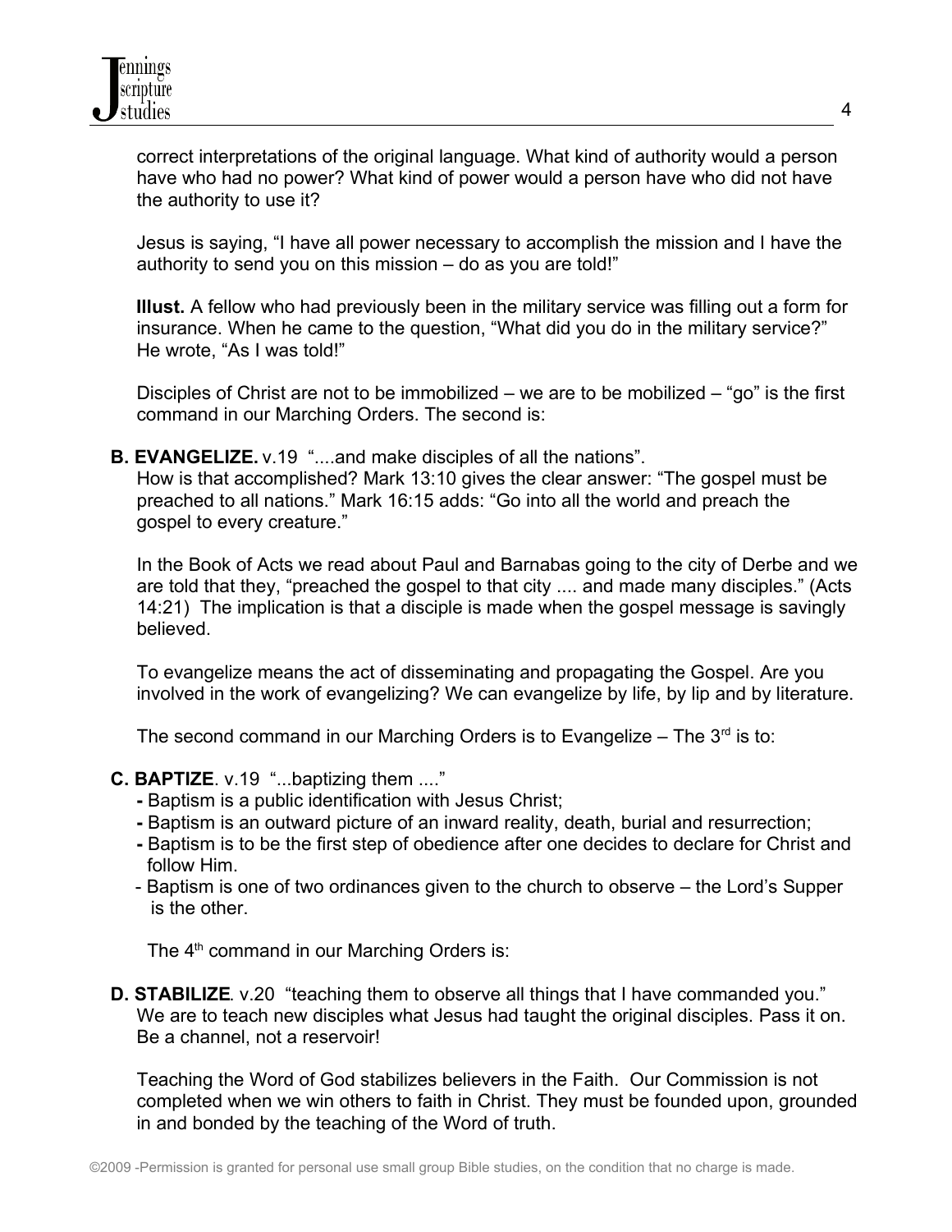correct interpretations of the original language. What kind of authority would a person have who had no power? What kind of power would a person have who did not have the authority to use it?

Jesus is saying, "I have all power necessary to accomplish the mission and I have the authority to send you on this mission – do as you are told!"

**Illust.** A fellow who had previously been in the military service was filling out a form for insurance. When he came to the question, "What did you do in the military service?" He wrote, "As I was told!"

Disciples of Christ are not to be immobilized – we are to be mobilized – "go" is the first command in our Marching Orders. The second is:

**B. EVANGELIZE.** v.19 "....and make disciples of all the nations".
How is that accomplished? Mark 13:10 gives the clear answer: "The gospel must be preached to all nations." Mark 16:15 adds: "Go into all the world and preach the gospel to every creature."

In the Book of Acts we read about Paul and Barnabas going to the city of Derbe and we are told that they, "preached the gospel to that city .... and made many disciples." (Acts 14:21) The implication is that a disciple is made when the gospel message is savingly believed.

To evangelize means the act of disseminating and propagating the Gospel. Are you involved in the work of evangelizing? We can evangelize by life, by lip and by literature.

The second command in our Marching Orders is to Evangelize – The 3rd is to:

**C. BAPTIZE**. v.19 "...baptizing them ...."

- Baptism is a public identification with Jesus Christ;
- Baptism is an outward picture of an inward reality, death, burial and resurrection;
- Baptism is to be the first step of obedience after one decides to declare for Christ and follow Him.
- Baptism is one of two ordinances given to the church to observe – the Lord's Supper is the other.

The 4th command in our Marching Orders is:

**D. STABILIZE**. v.20 "teaching them to observe all things that I have commanded you." We are to teach new disciples what Jesus had taught the original disciples. Pass it on. Be a channel, not a reservoir!

Teaching the Word of God stabilizes believers in the Faith. Our Commission is not completed when we win others to faith in Christ. They must be founded upon, grounded in and bonded by the teaching of the Word of truth.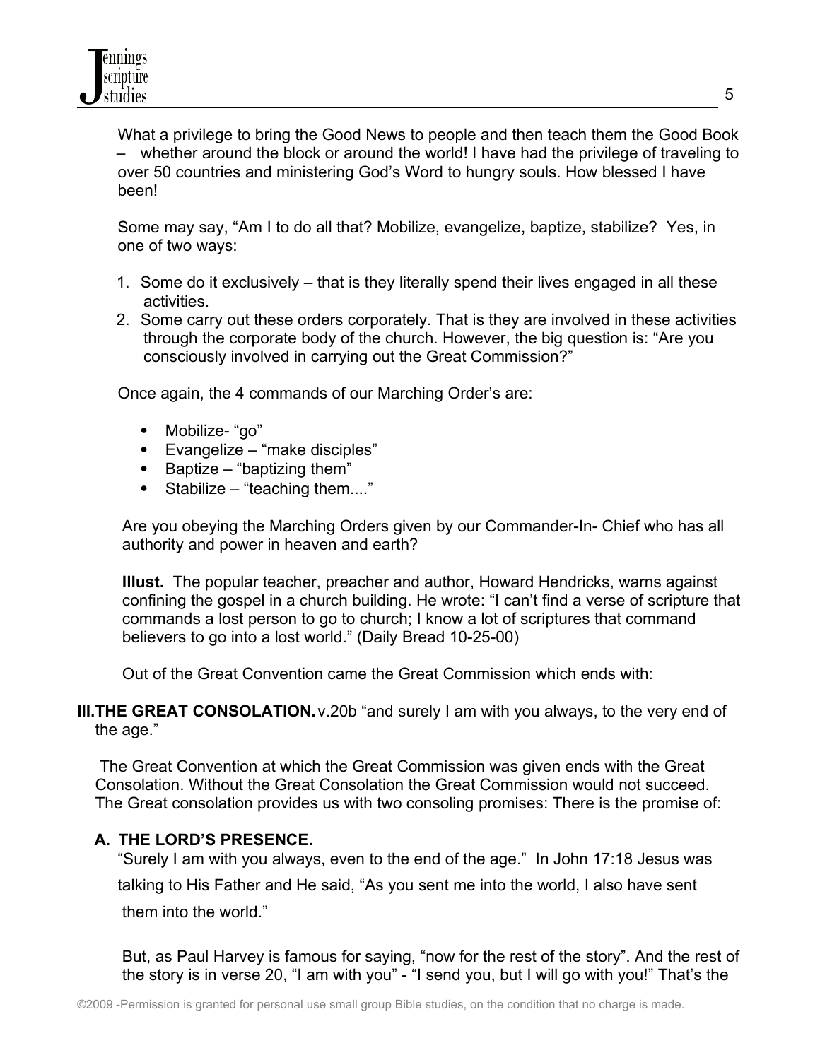What a privilege to bring the Good News to people and then teach them the Good Book – whether around the block or around the world! I have had the privilege of traveling to over 50 countries and ministering God's Word to hungry souls. How blessed I have been!

Some may say, "Am I to do all that? Mobilize, evangelize, baptize, stabilize? Yes, in one of two ways:

1. Some do it exclusively – that is they literally spend their lives engaged in all these activities.
2. Some carry out these orders corporately. That is they are involved in these activities through the corporate body of the church. However, the big question is: "Are you consciously involved in carrying out the Great Commission?"

Once again, the 4 commands of our Marching Order's are:

- Mobilize- "go"
- Evangelize – "make disciples"
- Baptize – "baptizing them"
- Stabilize – "teaching them...."

Are you obeying the Marching Orders given by our Commander-In- Chief who has all authority and power in heaven and earth?

**Illust.** The popular teacher, preacher and author, Howard Hendricks, warns against confining the gospel in a church building. He wrote: "I can't find a verse of scripture that commands a lost person to go to church; I know a lot of scriptures that command believers to go into a lost world." (Daily Bread 10-25-00)

Out of the Great Convention came the Great Commission which ends with:

## III. THE GREAT CONSOLATION. v.20b "and surely I am with you always, to the very end of the age."

The Great Convention at which the Great Commission was given ends with the Great Consolation. Without the Great Consolation the Great Commission would not succeed. The Great consolation provides us with two consoling promises: There is the promise of:

### A. THE LORD'S PRESENCE.

"Surely I am with you always, even to the end of the age." In John 17:18 Jesus was talking to His Father and He said, "As you sent me into the world, I also have sent them into the world."

But, as Paul Harvey is famous for saying, "now for the rest of the story". And the rest of the story is in verse 20, "I am with you" - "I send you, but I will go with you!" That's the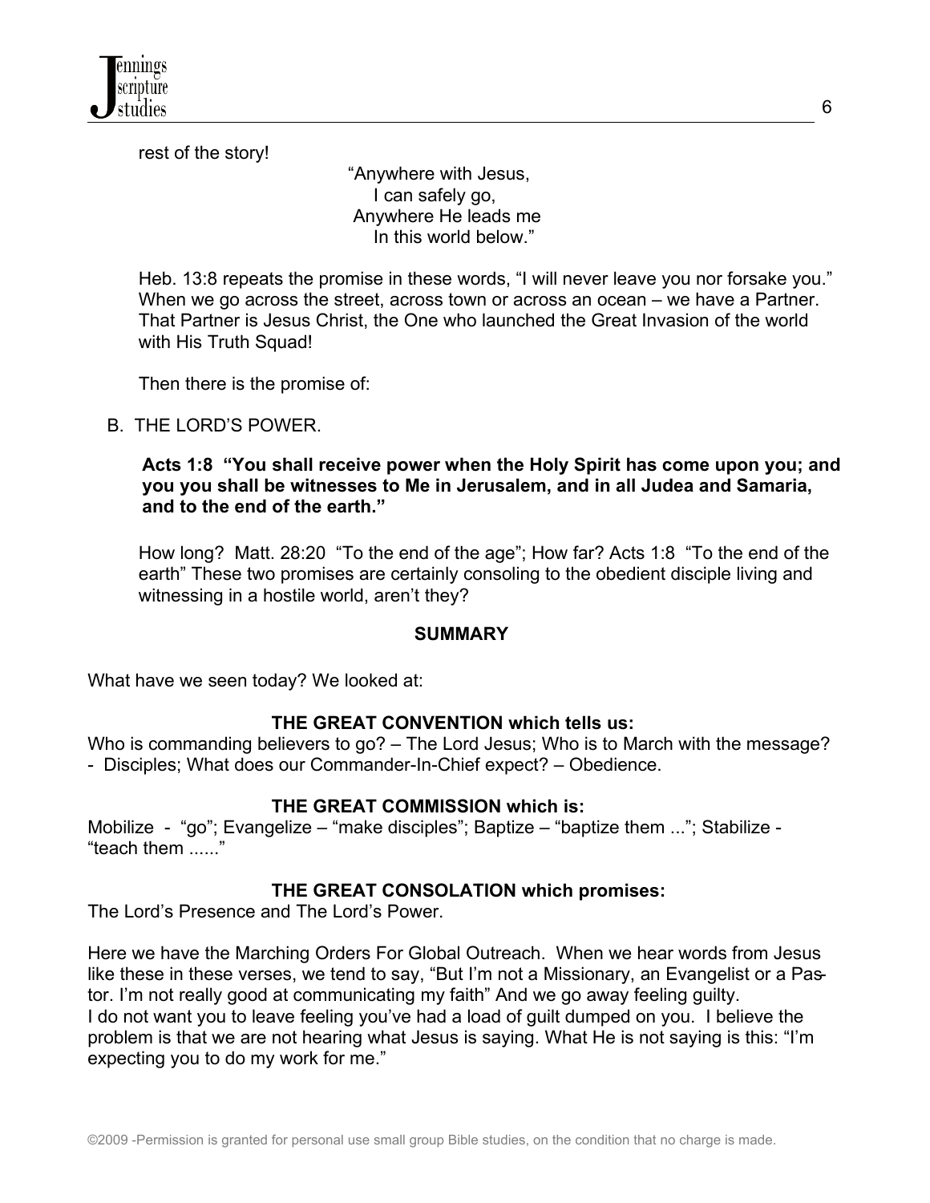rest of the story!

"Anywhere with Jesus,
I can safely go,
Anywhere He leads me
In this world below."

Heb. 13:8 repeats the promise in these words, "I will never leave you nor forsake you." When we go across the street, across town or across an ocean – we have a Partner. That Partner is Jesus Christ, the One who launched the Great Invasion of the world with His Truth Squad!

Then there is the promise of:

B. THE LORD'S POWER.

**Acts 1:8 "You shall receive power when the Holy Spirit has come upon you; and you you shall be witnesses to Me in Jerusalem, and in all Judea and Samaria, and to the end of the earth."**

How long? Matt. 28:20 "To the end of the age"; How far? Acts 1:8 "To the end of the earth" These two promises are certainly consoling to the obedient disciple living and witnessing in a hostile world, aren't they?

**SUMMARY**

What have we seen today? We looked at:

**THE GREAT CONVENTION which tells us:**

Who is commanding believers to go? – The Lord Jesus; Who is to March with the message? - Disciples; What does our Commander-In-Chief expect? – Obedience.

**THE GREAT COMMISSION which is:**

Mobilize - "go"; Evangelize – "make disciples"; Baptize – "baptize them ..."; Stabilize - "teach them ......"

**THE GREAT CONSOLATION which promises:**

The Lord's Presence and The Lord's Power.

Here we have the Marching Orders For Global Outreach. When we hear words from Jesus like these in these verses, we tend to say, "But I'm not a Missionary, an Evangelist or a Pastor. I'm not really good at communicating my faith" And we go away feeling guilty.
I do not want you to leave feeling you've had a load of guilt dumped on you. I believe the problem is that we are not hearing what Jesus is saying. What He is not saying is this: "I'm expecting you to do my work for me."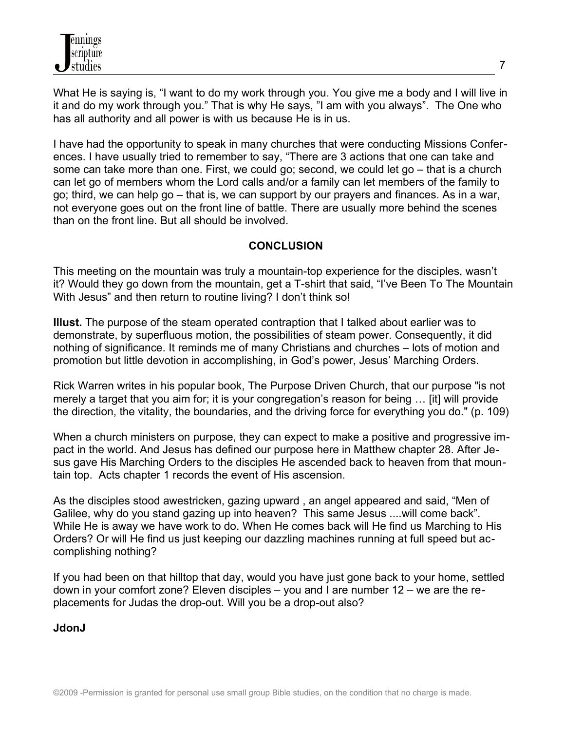What He is saying is, "I want to do my work through you. You give me a body and I will live in it and do my work through you." That is why He says, "I am with you always". The One who has all authority and all power is with us because He is in us.

I have had the opportunity to speak in many churches that were conducting Missions Conferences. I have usually tried to remember to say, "There are 3 actions that one can take and some can take more than one. First, we could go; second, we could let go – that is a church can let go of members whom the Lord calls and/or a family can let members of the family to go; third, we can help go – that is, we can support by our prayers and finances. As in a war, not everyone goes out on the front line of battle. There are usually more behind the scenes than on the front line. But all should be involved.

**CONCLUSION**

This meeting on the mountain was truly a mountain-top experience for the disciples, wasn't it? Would they go down from the mountain, get a T-shirt that said, "I've Been To The Mountain With Jesus" and then return to routine living? I don't think so!

**Illust.** The purpose of the steam operated contraption that I talked about earlier was to demonstrate, by superfluous motion, the possibilities of steam power. Consequently, it did nothing of significance. It reminds me of many Christians and churches – lots of motion and promotion but little devotion in accomplishing, in God's power, Jesus' Marching Orders.

Rick Warren writes in his popular book, The Purpose Driven Church, that our purpose "is not merely a target that you aim for; it is your congregation's reason for being … [it] will provide the direction, the vitality, the boundaries, and the driving force for everything you do." (p. 109)

When a church ministers on purpose, they can expect to make a positive and progressive impact in the world. And Jesus has defined our purpose here in Matthew chapter 28. After Jesus gave His Marching Orders to the disciples He ascended back to heaven from that mountain top. Acts chapter 1 records the event of His ascension.

As the disciples stood awestricken, gazing upward , an angel appeared and said, "Men of Galilee, why do you stand gazing up into heaven? This same Jesus ....will come back". While He is away we have work to do. When He comes back will He find us Marching to His Orders? Or will He find us just keeping our dazzling machines running at full speed but accomplishing nothing?

If you had been on that hilltop that day, would you have just gone back to your home, settled down in your comfort zone? Eleven disciples – you and I are number 12 – we are the replacements for Judas the drop-out. Will you be a drop-out also?

**JdonJ**

©2009 -Permission is granted for personal use small group Bible studies, on the condition that no charge is made.